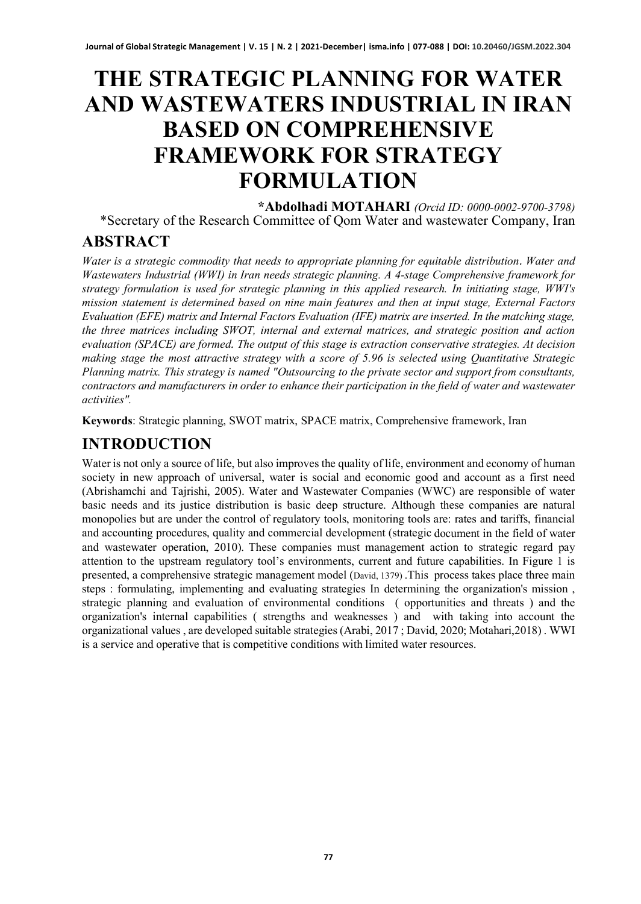# THE STRATEGIC PLANNING FOR WATER AND WASTEWATERS INDUSTRIAL IN IRAN BASED ON COMPREHENSIVE FRAMEWORK FOR STRATEGY FORMULATION

**\*Abdolhadi MOTAHARI** *(Orcid ID: 0000-0002-9700-3798)*

\*Secretary of the Research Committee of Qom Water and wastewater Company, Iran

## ABSTRACT

*Water is a strategic commodity that needs to appropriate planning for equitable distribution. Water and Wastewaters Industrial (WWI) in Iran needs strategic planning. A 4-stage Comprehensive framework for strategy formulation is used for strategic planning in this applied research. In initiating stage, WWI's mission statement is determined based on nine main features and then at input stage, External Factors Evaluation (EFE) matrix and Internal Factors Evaluation (IFE) matrix are inserted. In the matching stage, the three matrices including SWOT, internal and external matrices, and strategic position and action evaluation (SPACE) are formed. The output of this stage is extraction conservative strategies. At decision making stage the most attractive strategy with a score of 5.96 is selected using Quantitative Strategic Planning matrix. This strategy is named "Outsourcing to the private sector and support from consultants, contractors and manufacturers in order to enhance their participation in the field of water and wastewater activities".*

**Keywords**: Strategic planning, SWOT matrix, SPACE matrix, Comprehensive framework, Iran

## INTRODUCTION

Water is not only a source of life, but also improves the quality of life, environment and economy of human society in new approach of universal, water is social and economic good and account as a first need (Abrishamchi and Tajrishi, 2005). Water and Wastewater Companies (WWC) are responsible of water basic needs and its justice distribution is basic deep structure. Although these companies are natural monopolies but are under the control of regulatory tools, monitoring tools are: rates and tariffs, financial and accounting procedures, quality and commercial development (strategic document in the field of water and wastewater operation, 2010). These companies must management action to strategic regard pay attention to the upstream regulatory tool's environments, current and future capabilities. In Figure 1 is presented, a comprehensive strategic management model (David, 1379) .This process takes place three main steps : formulating, implementing and evaluating strategies In determining the organization's mission , strategic planning and evaluation of environmental conditions ( opportunities and threats ) and the organization's internal capabilities ( strengths and weaknesses ) and with taking into account the organizational values , are developed suitable strategies (Arabi, 2017 ; David, 2020; Motahari,2018) . WWI is a service and operative that is competitive conditions with limited water resources.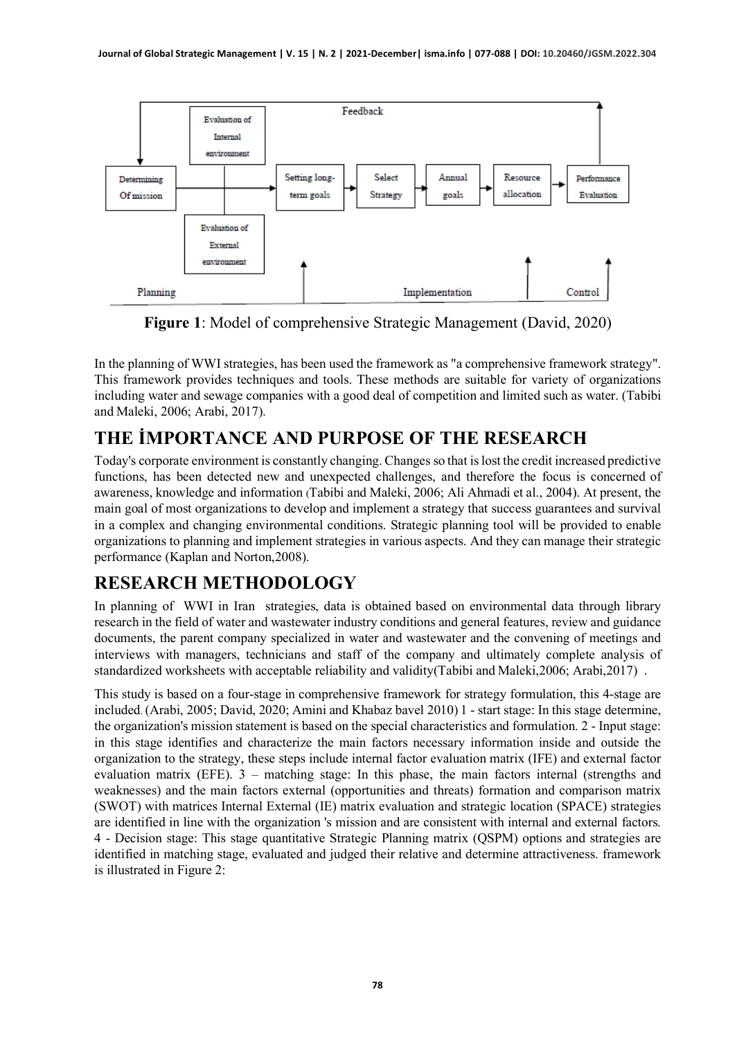Figure 1: Model of comprehensive Strategic Management (David, 2020)

In the planning of WWI strategies, has been used the framework as "a comprehensive framework strategy". This framework provides techniques and tools. These methods are suitable for variety of organizations including water and sewage companies with a good deal of competition and limited such as water. (Tabibi and Maleki, 2006; Arabi, 2017).

## THE İMPORTANCE AND PURPOSE OF THE RESEARCH

Today's corporate environment is constantly changing. Changes so that is lost the credit increased predictive functions, has been detected new and unexpected challenges, and therefore the focus is concerned of awareness, knowledge and information (Tabibi and Maleki, 2006; Ali Ahmadi et al., 2004). At present, the main goal of most organizations to develop and implement a strategy that success guarantees and survival in a complex and changing environmental conditions. Strategic planning tool will be provided to enable organizations to planning and implement strategies in various aspects. And they can manage their strategic performance (Kaplan and Norton,2008).

## RESEARCH METHODOLOGY

In planning of WWI in Iran strategies, data is obtained based on environmental data through library research in the field of water and wastewater industry conditions and general features, review and guidance documents, the parent company specialized in water and wastewater and the convening of meetings and interviews with managers, technicians and staff of the company and ultimately complete analysis of standardized worksheets with acceptable reliability and validity(Tabibi and Maleki,2006; Arabi,2017) .

This study is based on a four-stage in comprehensive framework for strategy formulation, this 4-stage are included. (Arabi, 2005; David, 2020; Amini and Khabaz bavel 2010) 1 - start stage: In this stage determine, the organization's mission statement is based on the special characteristics and formulation. 2 - Input stage: in this stage identifies and characterize the main factors necessary information inside and outside the organization to the strategy, these steps include internal factor evaluation matrix (IFE) and external factor evaluation matrix (EFE). 3 – matching stage: In this phase, the main factors internal (strengths and weaknesses) and the main factors external (opportunities and threats) formation and comparison matrix (SWOT) with matrices Internal External (IE) matrix evaluation and strategic location (SPACE) strategies are identified in line with the organization 's mission and are consistent with internal and external factors. 4 - Decision stage: This stage quantitative Strategic Planning matrix (QSPM) options and strategies are identified in matching stage, evaluated and judged their relative and determine attractiveness. framework is illustrated in Figure 2: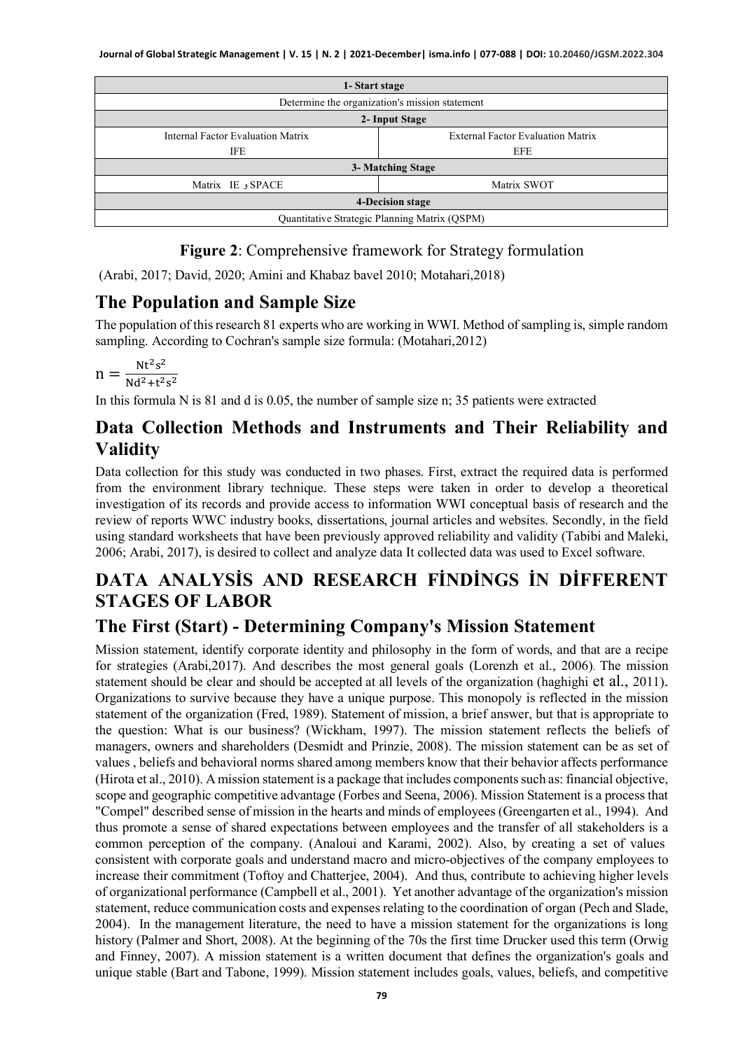| 1- Start stage | |
|---|---|
| Determine the organization's mission statement | |
| 2- Input Stage | |
| Internal Factor Evaluation Matrix IFE | External Factor Evaluation Matrix EFE |
| 3- Matching Stage | |
| Matrix IE و SPACE | Matrix SWOT |
| 4-Decision stage | |
| Quantitative Strategic Planning Matrix (QSPM) | |

**Figure 2**: Comprehensive framework for Strategy formulation

(Arabi, 2017; David, 2020; Amini and Khabaz bavel 2010; Motahari,2018)

## The Population and Sample Size

The population of this research 81 experts who are working in WWI. Method of sampling is, simple random sampling. According to Cochran's sample size formula: (Motahari,2012)

$$n = \frac{Nt^2s^2}{Nd^2+t^2s^2}$$

In this formula N is 81 and d is 0.05, the number of sample size n; 35 patients were extracted

## Data Collection Methods and Instruments and Their Reliability and Validity

Data collection for this study was conducted in two phases. First, extract the required data is performed from the environment library technique. These steps were taken in order to develop a theoretical investigation of its records and provide access to information WWI conceptual basis of research and the review of reports WWC industry books, dissertations, journal articles and websites. Secondly, in the field using standard worksheets that have been previously approved reliability and validity (Tabibi and Maleki, 2006; Arabi, 2017), is desired to collect and analyze data It collected data was used to Excel software.

# DATA ANALYSİS AND RESEARCH FİNDİNGS İN DİFFERENT STAGES OF LABOR

## The First (Start) - Determining Company's Mission Statement

Mission statement, identify corporate identity and philosophy in the form of words, and that are a recipe for strategies (Arabi,2017). And describes the most general goals (Lorenzh et al., 2006). The mission statement should be clear and should be accepted at all levels of the organization (haghighi et al., 2011). Organizations to survive because they have a unique purpose. This monopoly is reflected in the mission statement of the organization (Fred, 1989). Statement of mission, a brief answer, but that is appropriate to the question: What is our business? (Wickham, 1997). The mission statement reflects the beliefs of managers, owners and shareholders (Desmidt and Prinzie, 2008). The mission statement can be as set of values , beliefs and behavioral norms shared among members know that their behavior affects performance (Hirota et al., 2010). A mission statement is a package that includes components such as: financial objective, scope and geographic competitive advantage (Forbes and Seena, 2006). Mission Statement is a process that "Compel" described sense of mission in the hearts and minds of employees (Greengarten et al., 1994). And thus promote a sense of shared expectations between employees and the transfer of all stakeholders is a common perception of the company. (Analoui and Karami, 2002). Also, by creating a set of values consistent with corporate goals and understand macro and micro-objectives of the company employees to increase their commitment (Toftoy and Chatterjee, 2004). And thus, contribute to achieving higher levels of organizational performance (Campbell et al., 2001). Yet another advantage of the organization's mission statement, reduce communication costs and expenses relating to the coordination of organ (Pech and Slade, 2004). In the management literature, the need to have a mission statement for the organizations is long history (Palmer and Short, 2008). At the beginning of the 70s the first time Drucker used this term (Orwig and Finney, 2007). A mission statement is a written document that defines the organization's goals and unique stable (Bart and Tabone, 1999). Mission statement includes goals, values, beliefs, and competitive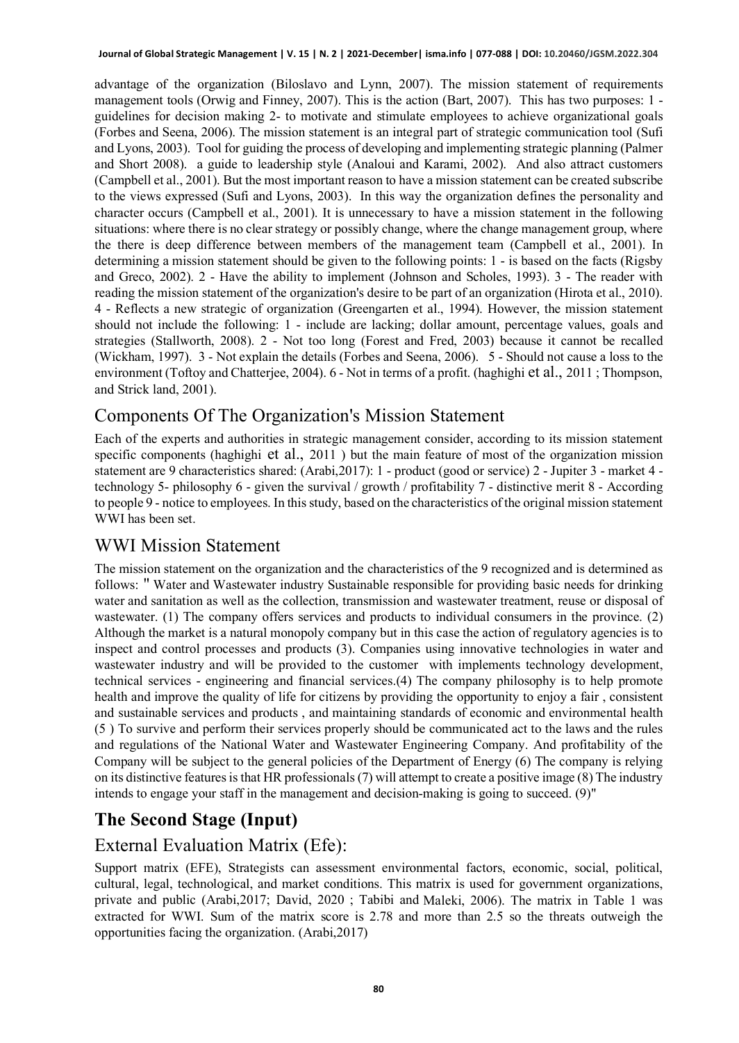advantage of the organization (Biloslavo and Lynn, 2007). The mission statement of requirements management tools (Orwig and Finney, 2007). This is the action (Bart, 2007). This has two purposes: 1 - guidelines for decision making 2- to motivate and stimulate employees to achieve organizational goals (Forbes and Seena, 2006). The mission statement is an integral part of strategic communication tool (Sufi and Lyons, 2003). Tool for guiding the process of developing and implementing strategic planning (Palmer and Short 2008). a guide to leadership style (Analoui and Karami, 2002). And also attract customers (Campbell et al., 2001). But the most important reason to have a mission statement can be created subscribe to the views expressed (Sufi and Lyons, 2003). In this way the organization defines the personality and character occurs (Campbell et al., 2001). It is unnecessary to have a mission statement in the following situations: where there is no clear strategy or possibly change, where the change management group, where the there is deep difference between members of the management team (Campbell et al., 2001). In determining a mission statement should be given to the following points: 1 - is based on the facts (Rigsby and Greco, 2002). 2 - Have the ability to implement (Johnson and Scholes, 1993). 3 - The reader with reading the mission statement of the organization's desire to be part of an organization (Hirota et al., 2010). 4 - Reflects a new strategic of organization (Greengarten et al., 1994). However, the mission statement should not include the following: 1 - include are lacking; dollar amount, percentage values, goals and strategies (Stallworth, 2008). 2 - Not too long (Forest and Fred, 2003) because it cannot be recalled (Wickham, 1997). 3 - Not explain the details (Forbes and Seena, 2006). 5 - Should not cause a loss to the environment (Toftoy and Chatterjee, 2004). 6 - Not in terms of a profit. (haghighi et al., 2011 ; Thompson, and Strick land, 2001).

## Components Of The Organization's Mission Statement

Each of the experts and authorities in strategic management consider, according to its mission statement specific components (haghighi et al., 2011 ) but the main feature of most of the organization mission statement are 9 characteristics shared: (Arabi,2017): 1 - product (good or service) 2 - Jupiter 3 - market 4 - technology 5- philosophy 6 - given the survival / growth / profitability 7 - distinctive merit 8 - According to people 9 - notice to employees. In this study, based on the characteristics of the original mission statement WWI has been set.

## WWI Mission Statement

The mission statement on the organization and the characteristics of the 9 recognized and is determined as follows: " Water and Wastewater industry Sustainable responsible for providing basic needs for drinking water and sanitation as well as the collection, transmission and wastewater treatment, reuse or disposal of wastewater. (1) The company offers services and products to individual consumers in the province. (2) Although the market is a natural monopoly company but in this case the action of regulatory agencies is to inspect and control processes and products (3). Companies using innovative technologies in water and wastewater industry and will be provided to the customer with implements technology development, technical services - engineering and financial services.(4) The company philosophy is to help promote health and improve the quality of life for citizens by providing the opportunity to enjoy a fair , consistent and sustainable services and products , and maintaining standards of economic and environmental health (5 ) To survive and perform their services properly should be communicated act to the laws and the rules and regulations of the National Water and Wastewater Engineering Company. And profitability of the Company will be subject to the general policies of the Department of Energy (6) The company is relying on its distinctive features is that HR professionals (7) will attempt to create a positive image (8) The industry intends to engage your staff in the management and decision-making is going to succeed. (9)"

# The Second Stage (Input)

## External Evaluation Matrix (Efe):

Support matrix (EFE), Strategists can assessment environmental factors, economic, social, political, cultural, legal, technological, and market conditions. This matrix is used for government organizations, private and public (Arabi,2017; David, 2020 ; Tabibi and Maleki, 2006). The matrix in Table 1 was extracted for WWI. Sum of the matrix score is 2.78 and more than 2.5 so the threats outweigh the opportunities facing the organization. (Arabi,2017)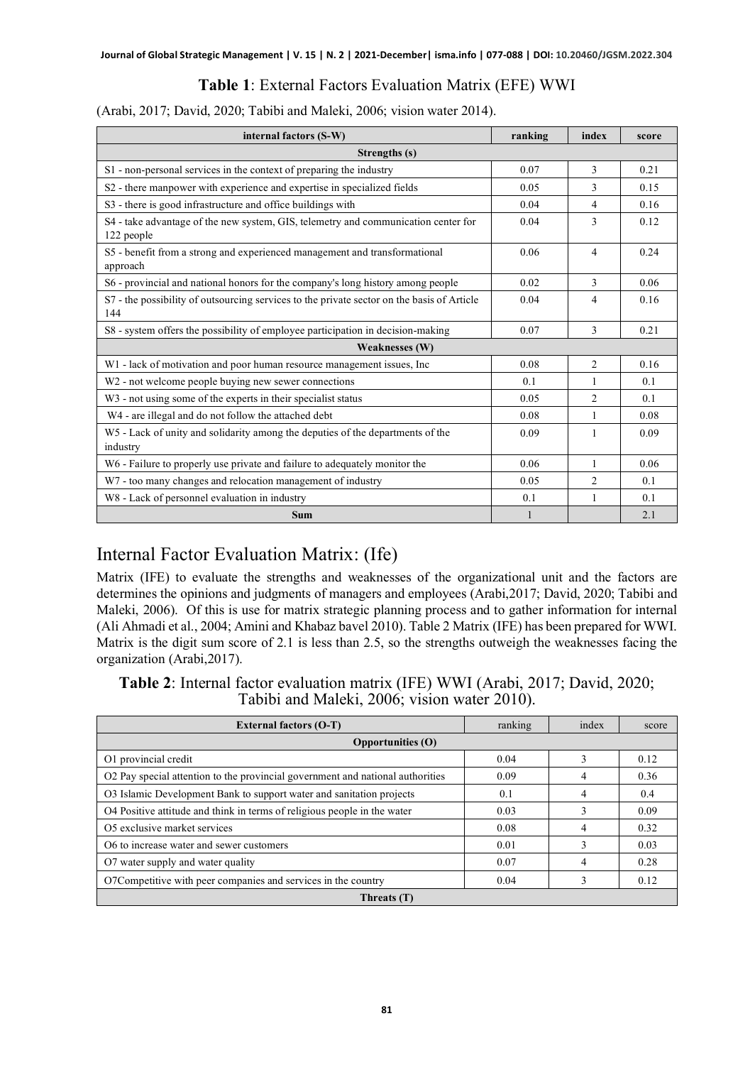**Table 1**: External Factors Evaluation Matrix (EFE) WWI

(Arabi, 2017; David, 2020; Tabibi and Maleki, 2006; vision water 2014).

| internal factors (S-W) | ranking | index | score |
|---|---|---|---|
| **Strengths (s)** | | | |
| S1 - non-personal services in the context of preparing the industry | 0.07 | 3 | 0.21 |
| S2 - there manpower with experience and expertise in specialized fields | 0.05 | 3 | 0.15 |
| S3 - there is good infrastructure and office buildings with | 0.04 | 4 | 0.16 |
| S4 - take advantage of the new system, GIS, telemetry and communication center for 122 people | 0.04 | 3 | 0.12 |
| S5 - benefit from a strong and experienced management and transformational approach | 0.06 | 4 | 0.24 |
| S6 - provincial and national honors for the company's long history among people | 0.02 | 3 | 0.06 |
| S7 - the possibility of outsourcing services to the private sector on the basis of Article 144 | 0.04 | 4 | 0.16 |
| S8 - system offers the possibility of employee participation in decision-making | 0.07 | 3 | 0.21 |
| **Weaknesses (W)** | | | |
| W1 - lack of motivation and poor human resource management issues, Inc | 0.08 | 2 | 0.16 |
| W2 - not welcome people buying new sewer connections | 0.1 | 1 | 0.1 |
| W3 - not using some of the experts in their specialist status | 0.05 | 2 | 0.1 |
| W4 - are illegal and do not follow the attached debt | 0.08 | 1 | 0.08 |
| W5 - Lack of unity and solidarity among the deputies of the departments of the industry | 0.09 | 1 | 0.09 |
| W6 - Failure to properly use private and failure to adequately monitor the | 0.06 | 1 | 0.06 |
| W7 - too many changes and relocation management of industry | 0.05 | 2 | 0.1 |
| W8 - Lack of personnel evaluation in industry | 0.1 | 1 | 0.1 |
| **Sum** | 1 | | 2.1 |

# Internal Factor Evaluation Matrix: (Ife)

Matrix (IFE) to evaluate the strengths and weaknesses of the organizational unit and the factors are determines the opinions and judgments of managers and employees (Arabi,2017; David, 2020; Tabibi and Maleki, 2006). Of this is use for matrix strategic planning process and to gather information for internal (Ali Ahmadi et al., 2004; Amini and Khabaz bavel 2010). Table 2 Matrix (IFE) has been prepared for WWI. Matrix is the digit sum score of 2.1 is less than 2.5, so the strengths outweigh the weaknesses facing the organization (Arabi,2017).

**Table 2**: Internal factor evaluation matrix (IFE) WWI (Arabi, 2017; David, 2020; Tabibi and Maleki, 2006; vision water 2010).

| External factors (O-T) | ranking | index | score |
|---|---|---|---|
| **Opportunities (O)** | | | |
| O1 provincial credit | 0.04 | 3 | 0.12 |
| O2 Pay special attention to the provincial government and national authorities | 0.09 | 4 | 0.36 |
| O3 Islamic Development Bank to support water and sanitation projects | 0.1 | 4 | 0.4 |
| O4 Positive attitude and think in terms of religious people in the water | 0.03 | 3 | 0.09 |
| O5 exclusive market services | 0.08 | 4 | 0.32 |
| O6 to increase water and sewer customers | 0.01 | 3 | 0.03 |
| O7 water supply and water quality | 0.07 | 4 | 0.28 |
| O7Competitive with peer companies and services in the country | 0.04 | 3 | 0.12 |
| **Threats (T)** | | | |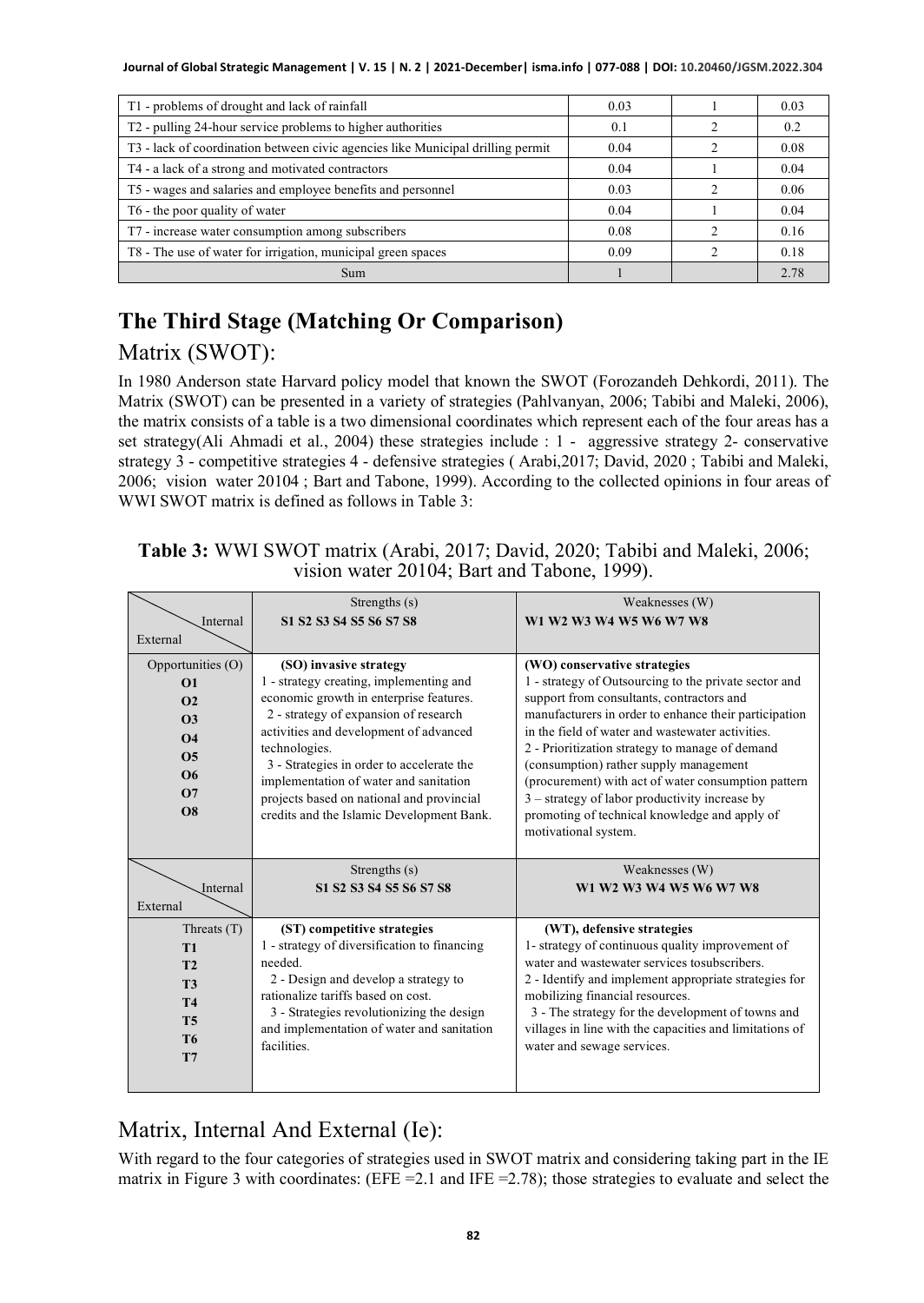| T1 - problems of drought and lack of rainfall | 0.03 | 1 | 0.03 |
|---|---|---|---|
| T2 - pulling 24-hour service problems to higher authorities | 0.1 | 2 | 0.2 |
| T3 - lack of coordination between civic agencies like Municipal drilling permit | 0.04 | 2 | 0.08 |
| T4 - a lack of a strong and motivated contractors | 0.04 | 1 | 0.04 |
| T5 - wages and salaries and employee benefits and personnel | 0.03 | 2 | 0.06 |
| T6 - the poor quality of water | 0.04 | 1 | 0.04 |
| T7 - increase water consumption among subscribers | 0.08 | 2 | 0.16 |
| T8 - The use of water for irrigation, municipal green spaces | 0.09 | 2 | 0.18 |
| Sum | 1 | | 2.78 |

# The Third Stage (Matching Or Comparison)

## Matrix (SWOT):

In 1980 Anderson state Harvard policy model that known the SWOT (Forozandeh Dehkordi, 2011). The Matrix (SWOT) can be presented in a variety of strategies (Pahlvanyan, 2006; Tabibi and Maleki, 2006), the matrix consists of a table is a two dimensional coordinates which represent each of the four areas has a set strategy(Ali Ahmadi et al., 2004) these strategies include : 1 - aggressive strategy 2- conservative strategy 3 - competitive strategies 4 - defensive strategies ( Arabi,2017; David, 2020 ; Tabibi and Maleki, 2006; vision water 20104 ; Bart and Tabone, 1999). According to the collected opinions in four areas of WWI SWOT matrix is defined as follows in Table 3:

**Table 3:** WWI SWOT matrix (Arabi, 2017; David, 2020; Tabibi and Maleki, 2006; vision water 20104; Bart and Tabone, 1999).

| Internal / External | Strengths (s) **S1 S2 S3 S4 S5 S6 S7 S8** | Weaknesses (W) **W1 W2 W3 W4 W5 W6 W7 W8** |
|---|---|---|
| Opportunities (O) **O1 O2 O3 O4 O5 O6 O7 O8** | **(SO) invasive strategy** 1 - strategy creating, implementing and economic growth in enterprise features. 2 - strategy of expansion of research activities and development of advanced technologies. 3 - Strategies in order to accelerate the implementation of water and sanitation projects based on national and provincial credits and the Islamic Development Bank. | **(WO) conservative strategies** 1 - strategy of Outsourcing to the private sector and support from consultants, contractors and manufacturers in order to enhance their participation in the field of water and wastewater activities. 2 - Prioritization strategy to manage of demand (consumption) rather supply management (procurement) with act of water consumption pattern 3 – strategy of labor productivity increase by promoting of technical knowledge and apply of motivational system. |
| **Internal / External** | **Strengths (s) S1 S2 S3 S4 S5 S6 S7 S8** | **Weaknesses (W) W1 W2 W3 W4 W5 W6 W7 W8** |
| Threats (T) **T1 T2 T3 T4 T5 T6 T7** | **(ST) competitive strategies** 1 - strategy of diversification to financing needed. 2 - Design and develop a strategy to rationalize tariffs based on cost. 3 - Strategies revolutionizing the design and implementation of water and sanitation facilities. | **(WT), defensive strategies** 1- strategy of continuous quality improvement of water and wastewater services tosubscribers. 2 - Identify and implement appropriate strategies for mobilizing financial resources. 3 - The strategy for the development of towns and villages in line with the capacities and limitations of water and sewage services. |

## Matrix, Internal And External (Ie):

With regard to the four categories of strategies used in SWOT matrix and considering taking part in the IE matrix in Figure 3 with coordinates: (EFE =2.1 and IFE =2.78); those strategies to evaluate and select the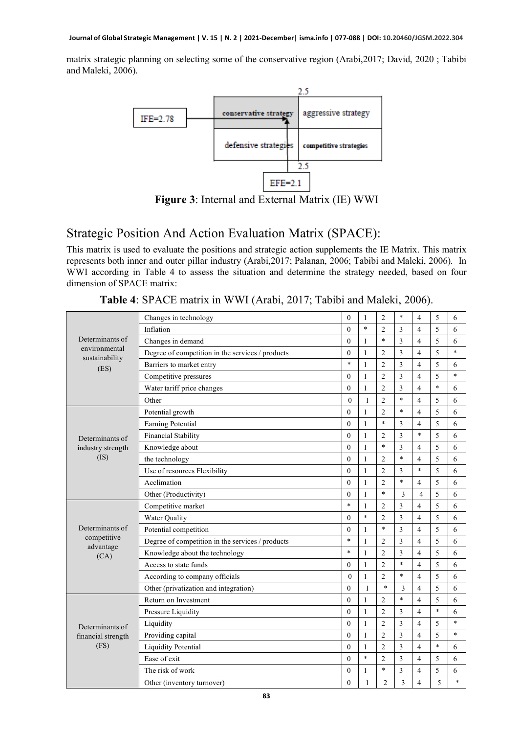matrix strategic planning on selecting some of the conservative region (Arabi,2017; David, 2020 ; Tabibi and Maleki, 2006).

**Figure 3**: Internal and External Matrix (IE) WWI

## Strategic Position And Action Evaluation Matrix (SPACE):

This matrix is used to evaluate the positions and strategic action supplements the IE Matrix. This matrix represents both inner and outer pillar industry (Arabi,2017; Palanan, 2006; Tabibi and Maleki, 2006). In WWI according in Table 4 to assess the situation and determine the strategy needed, based on four dimension of SPACE matrix:

**Table 4**: SPACE matrix in WWI (Arabi, 2017; Tabibi and Maleki, 2006).

| | | | | | | | | |
|---|---|---|---|---|---|---|---|---|
| Determinants of environmental sustainability (ES) | Changes in technology | 0 | 1 | 2 | * | 4 | 5 | 6 |
| | Inflation | 0 | * | 2 | 3 | 4 | 5 | 6 |
| | Changes in demand | 0 | 1 | * | 3 | 4 | 5 | 6 |
| | Degree of competition in the services / products | 0 | 1 | 2 | 3 | 4 | 5 | * |
| | Barriers to market entry | * | 1 | 2 | 3 | 4 | 5 | 6 |
| | Competitive pressures | 0 | 1 | 2 | 3 | 4 | 5 | * |
| | Water tariff price changes | 0 | 1 | 2 | 3 | 4 | * | 6 |
| | Other | 0 | 1 | 2 | * | 4 | 5 | 6 |
| Determinants of industry strength (IS) | Potential growth | 0 | 1 | 2 | * | 4 | 5 | 6 |
| | Earning Potential | 0 | 1 | * | 3 | 4 | 5 | 6 |
| | Financial Stability | 0 | 1 | 2 | 3 | * | 5 | 6 |
| | Knowledge about | 0 | 1 | * | 3 | 4 | 5 | 6 |
| | the technology | 0 | 1 | 2 | * | 4 | 5 | 6 |
| | Use of resources Flexibility | 0 | 1 | 2 | 3 | * | 5 | 6 |
| | Acclimation | 0 | 1 | 2 | * | 4 | 5 | 6 |
| | Other (Productivity) | 0 | 1 | * | 3 | 4 | 5 | 6 |
| Determinants of competitive advantage (CA) | Competitive market | * | 1 | 2 | 3 | 4 | 5 | 6 |
| | Water Quality | 0 | * | 2 | 3 | 4 | 5 | 6 |
| | Potential competition | 0 | 1 | * | 3 | 4 | 5 | 6 |
| | Degree of competition in the services / products | * | 1 | 2 | 3 | 4 | 5 | 6 |
| | Knowledge about the technology | * | 1 | 2 | 3 | 4 | 5 | 6 |
| | Access to state funds | 0 | 1 | 2 | * | 4 | 5 | 6 |
| | According to company officials | 0 | 1 | 2 | * | 4 | 5 | 6 |
| | Other (privatization and integration) | 0 | 1 | * | 3 | 4 | 5 | 6 |
| Determinants of financial strength (FS) | Return on Investment | 0 | 1 | 2 | * | 4 | 5 | 6 |
| | Pressure Liquidity | 0 | 1 | 2 | 3 | 4 | * | 6 |
| | Liquidity | 0 | 1 | 2 | 3 | 4 | 5 | * |
| | Providing capital | 0 | 1 | 2 | 3 | 4 | 5 | * |
| | Liquidity Potential | 0 | 1 | 2 | 3 | 4 | * | 6 |
| | Ease of exit | 0 | * | 2 | 3 | 4 | 5 | 6 |
| | The risk of work | 0 | 1 | * | 3 | 4 | 5 | 6 |
| | Other (inventory turnover) | 0 | 1 | 2 | 3 | 4 | 5 | * |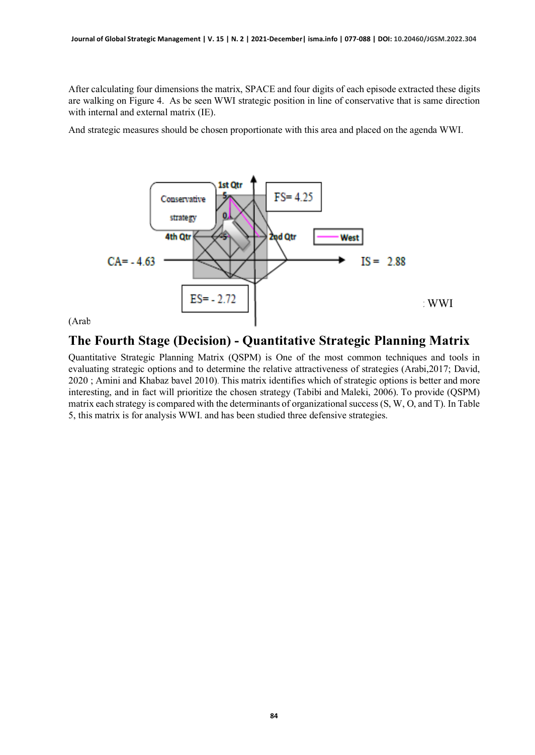After calculating four dimensions the matrix, SPACE and four digits of each episode extracted these digits are walking on Figure 4. As be seen WWI strategic position in line of conservative that is same direction with internal and external matrix (IE).

And strategic measures should be chosen proportionate with this area and placed on the agenda WWI.

: WWI

(Arab

## The Fourth Stage (Decision) - Quantitative Strategic Planning Matrix

Quantitative Strategic Planning Matrix (QSPM) is One of the most common techniques and tools in evaluating strategic options and to determine the relative attractiveness of strategies (Arabi,2017; David, 2020 ; Amini and Khabaz bavel 2010). This matrix identifies which of strategic options is better and more interesting, and in fact will prioritize the chosen strategy (Tabibi and Maleki, 2006). To provide (QSPM) matrix each strategy is compared with the determinants of organizational success (S, W, O, and T). In Table 5, this matrix is for analysis WWI. and has been studied three defensive strategies.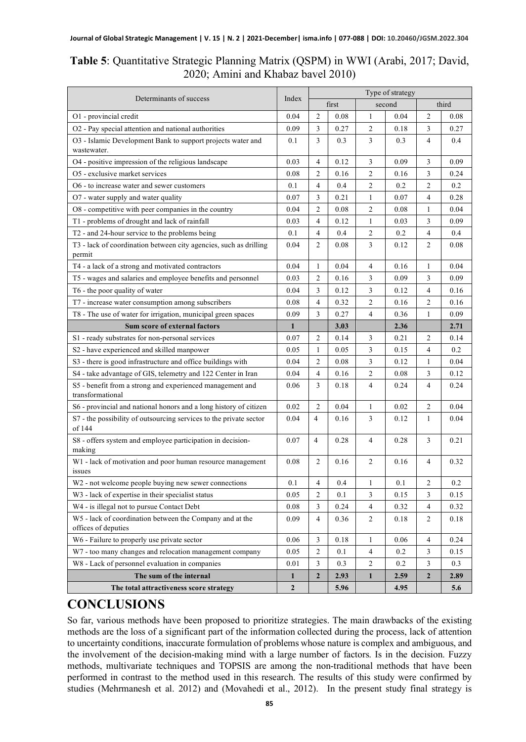**Table 5**: Quantitative Strategic Planning Matrix (QSPM) in WWI (Arabi, 2017; David, 2020; Amini and Khabaz bavel 2010)

| Determinants of success | Index | Type of strategy | | | | | |
|---|---|---|---|---|---|---|---|
| | | first | | second | | third | |
| O1 - provincial credit | 0.04 | 2 | 0.08 | 1 | 0.04 | 2 | 0.08 |
| O2 - Pay special attention and national authorities | 0.09 | 3 | 0.27 | 2 | 0.18 | 3 | 0.27 |
| O3 - Islamic Development Bank to support projects water and wastewater. | 0.1 | 3 | 0.3 | 3 | 0.3 | 4 | 0.4 |
| O4 - positive impression of the religious landscape | 0.03 | 4 | 0.12 | 3 | 0.09 | 3 | 0.09 |
| O5 - exclusive market services | 0.08 | 2 | 0.16 | 2 | 0.16 | 3 | 0.24 |
| O6 - to increase water and sewer customers | 0.1 | 4 | 0.4 | 2 | 0.2 | 2 | 0.2 |
| O7 - water supply and water quality | 0.07 | 3 | 0.21 | 1 | 0.07 | 4 | 0.28 |
| O8 - competitive with peer companies in the country | 0.04 | 2 | 0.08 | 2 | 0.08 | 1 | 0.04 |
| T1 - problems of drought and lack of rainfall | 0.03 | 4 | 0.12 | 1 | 0.03 | 3 | 0.09 |
| T2 - and 24-hour service to the problems being | 0.1 | 4 | 0.4 | 2 | 0.2 | 4 | 0.4 |
| T3 - lack of coordination between city agencies, such as drilling permit | 0.04 | 2 | 0.08 | 3 | 0.12 | 2 | 0.08 |
| T4 - a lack of a strong and motivated contractors | 0.04 | 1 | 0.04 | 4 | 0.16 | 1 | 0.04 |
| T5 - wages and salaries and employee benefits and personnel | 0.03 | 2 | 0.16 | 3 | 0.09 | 3 | 0.09 |
| T6 - the poor quality of water | 0.04 | 3 | 0.12 | 3 | 0.12 | 4 | 0.16 |
| T7 - increase water consumption among subscribers | 0.08 | 4 | 0.32 | 2 | 0.16 | 2 | 0.16 |
| T8 - The use of water for irrigation, municipal green spaces | 0.09 | 3 | 0.27 | 4 | 0.36 | 1 | 0.09 |
| **Sum score of external factors** | **1** | | **3.03** | | **2.36** | | **2.71** |
| S1 - ready substrates for non-personal services | 0.07 | 2 | 0.14 | 3 | 0.21 | 2 | 0.14 |
| S2 - have experienced and skilled manpower | 0.05 | 1 | 0.05 | 3 | 0.15 | 4 | 0.2 |
| S3 - there is good infrastructure and office buildings with | 0.04 | 2 | 0.08 | 3 | 0.12 | 1 | 0.04 |
| S4 - take advantage of GIS, telemetry and 122 Center in Iran | 0.04 | 4 | 0.16 | 2 | 0.08 | 3 | 0.12 |
| S5 - benefit from a strong and experienced management and transformational | 0.06 | 3 | 0.18 | 4 | 0.24 | 4 | 0.24 |
| S6 - provincial and national honors and a long history of citizen | 0.02 | 2 | 0.04 | 1 | 0.02 | 2 | 0.04 |
| S7 - the possibility of outsourcing services to the private sector of 144 | 0.04 | 4 | 0.16 | 3 | 0.12 | 1 | 0.04 |
| S8 - offers system and employee participation in decision-making | 0.07 | 4 | 0.28 | 4 | 0.28 | 3 | 0.21 |
| W1 - lack of motivation and poor human resource management issues | 0.08 | 2 | 0.16 | 2 | 0.16 | 4 | 0.32 |
| W2 - not welcome people buying new sewer connections | 0.1 | 4 | 0.4 | 1 | 0.1 | 2 | 0.2 |
| W3 - lack of expertise in their specialist status | 0.05 | 2 | 0.1 | 3 | 0.15 | 3 | 0.15 |
| W4 - is illegal not to pursue Contact Debt | 0.08 | 3 | 0.24 | 4 | 0.32 | 4 | 0.32 |
| W5 - lack of coordination between the Company and at the offices of deputies | 0.09 | 4 | 0.36 | 2 | 0.18 | 2 | 0.18 |
| W6 - Failure to properly use private sector | 0.06 | 3 | 0.18 | 1 | 0.06 | 4 | 0.24 |
| W7 - too many changes and relocation management company | 0.05 | 2 | 0.1 | 4 | 0.2 | 3 | 0.15 |
| W8 - Lack of personnel evaluation in companies | 0.01 | 3 | 0.3 | 2 | 0.2 | 3 | 0.3 |
| **The sum of the internal** | **1** | **2** | **2.93** | **1** | **2.59** | **2** | **2.89** |
| **The total attractiveness score strategy** | **2** | | **5.96** | | **4.95** | | **5.6** |

# CONCLUSIONS

So far, various methods have been proposed to prioritize strategies. The main drawbacks of the existing methods are the loss of a significant part of the information collected during the process, lack of attention to uncertainty conditions, inaccurate formulation of problems whose nature is complex and ambiguous, and the involvement of the decision-making mind with a large number of factors. Is in the decision. Fuzzy methods, multivariate techniques and TOPSIS are among the non-traditional methods that have been performed in contrast to the method used in this research. The results of this study were confirmed by studies (Mehrmanesh et al. 2012) and (Movahedi et al., 2012). In the present study final strategy is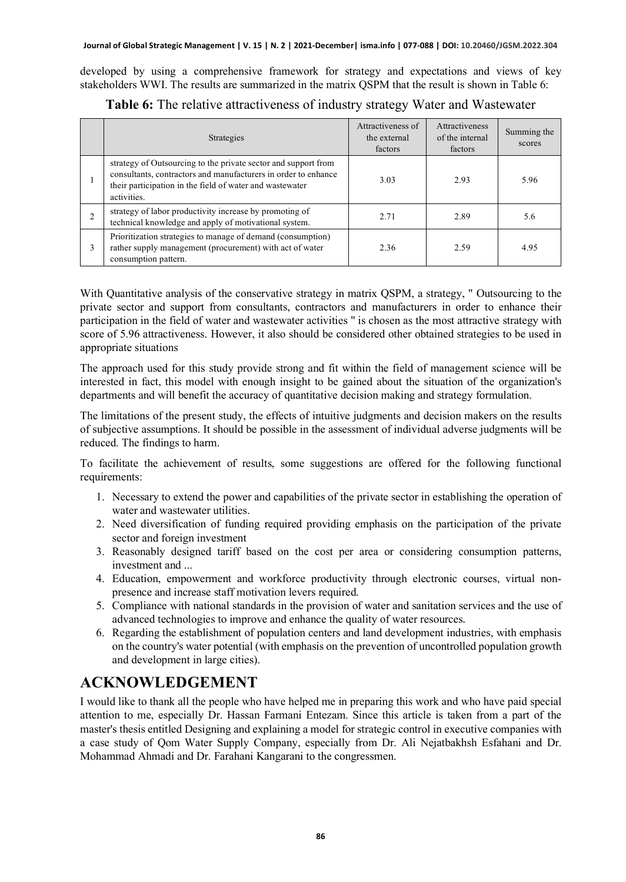developed by using a comprehensive framework for strategy and expectations and views of key stakeholders WWI. The results are summarized in the matrix QSPM that the result is shown in Table 6:

**Table 6:** The relative attractiveness of industry strategy Water and Wastewater

| | Strategies | Attractiveness of the external factors | Attractiveness of the internal factors | Summing the scores |
|---|---|---|---|---|
| 1 | strategy of Outsourcing to the private sector and support from consultants, contractors and manufacturers in order to enhance their participation in the field of water and wastewater activities. | 3.03 | 2.93 | 5.96 |
| 2 | strategy of labor productivity increase by promoting of technical knowledge and apply of motivational system. | 2.71 | 2.89 | 5.6 |
| 3 | Prioritization strategies to manage of demand (consumption) rather supply management (procurement) with act of water consumption pattern. | 2.36 | 2.59 | 4.95 |

With Quantitative analysis of the conservative strategy in matrix QSPM, a strategy, " Outsourcing to the private sector and support from consultants, contractors and manufacturers in order to enhance their participation in the field of water and wastewater activities " is chosen as the most attractive strategy with score of 5.96 attractiveness. However, it also should be considered other obtained strategies to be used in appropriate situations

The approach used for this study provide strong and fit within the field of management science will be interested in fact, this model with enough insight to be gained about the situation of the organization's departments and will benefit the accuracy of quantitative decision making and strategy formulation.

The limitations of the present study, the effects of intuitive judgments and decision makers on the results of subjective assumptions. It should be possible in the assessment of individual adverse judgments will be reduced. The findings to harm.

To facilitate the achievement of results, some suggestions are offered for the following functional requirements:

1. Necessary to extend the power and capabilities of the private sector in establishing the operation of water and wastewater utilities.
2. Need diversification of funding required providing emphasis on the participation of the private sector and foreign investment
3. Reasonably designed tariff based on the cost per area or considering consumption patterns, investment and ...
4. Education, empowerment and workforce productivity through electronic courses, virtual non-presence and increase staff motivation levers required.
5. Compliance with national standards in the provision of water and sanitation services and the use of advanced technologies to improve and enhance the quality of water resources.
6. Regarding the establishment of population centers and land development industries, with emphasis on the country's water potential (with emphasis on the prevention of uncontrolled population growth and development in large cities).

# ACKNOWLEDGEMENT

I would like to thank all the people who have helped me in preparing this work and who have paid special attention to me, especially Dr. Hassan Farmani Entezam. Since this article is taken from a part of the master's thesis entitled Designing and explaining a model for strategic control in executive companies with a case study of Qom Water Supply Company, especially from Dr. Ali Nejatbakhsh Esfahani and Dr. Mohammad Ahmadi and Dr. Farahani Kangarani to the congressmen.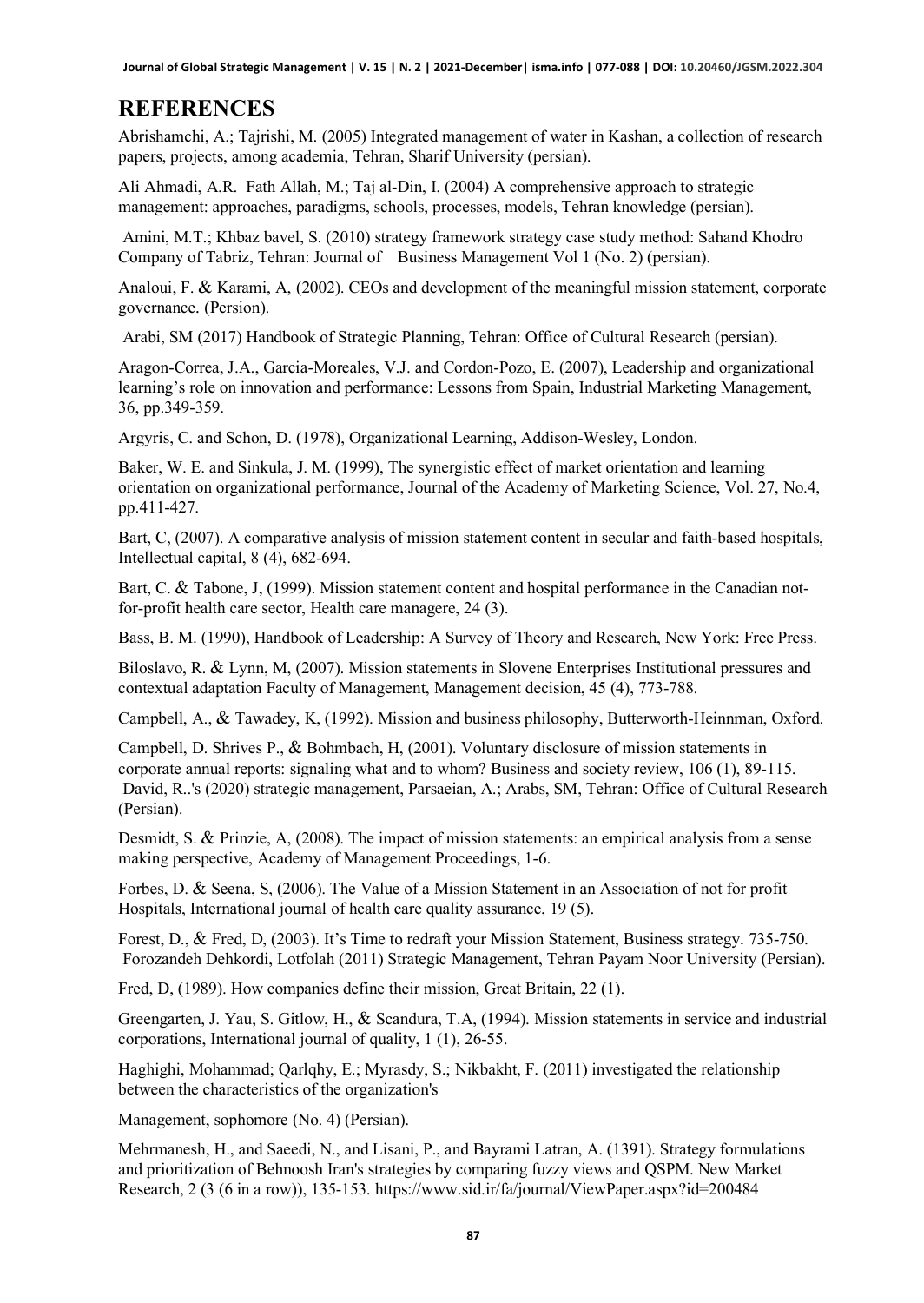# REFERENCES

Abrishamchi, A.; Tajrishi, M. (2005) Integrated management of water in Kashan, a collection of research papers, projects, among academia, Tehran, Sharif University (persian).

Ali Ahmadi, A.R. Fath Allah, M.; Taj al-Din, I. (2004) A comprehensive approach to strategic management: approaches, paradigms, schools, processes, models, Tehran knowledge (persian).

Amini, M.T.; Khbaz bavel, S. (2010) strategy framework strategy case study method: Sahand Khodro Company of Tabriz, Tehran: Journal of Business Management Vol 1 (No. 2) (persian).

Analoui, F. & Karami, A, (2002). CEOs and development of the meaningful mission statement, corporate governance. (Persion).

Arabi, SM (2017) Handbook of Strategic Planning, Tehran: Office of Cultural Research (persian).

Aragon-Correa, J.A., Garcia-Moreales, V.J. and Cordon-Pozo, E. (2007), Leadership and organizational learning's role on innovation and performance: Lessons from Spain, Industrial Marketing Management, 36, pp.349-359.

Argyris, C. and Schon, D. (1978), Organizational Learning, Addison-Wesley, London.

Baker, W. E. and Sinkula, J. M. (1999), The synergistic effect of market orientation and learning orientation on organizational performance, Journal of the Academy of Marketing Science, Vol. 27, No.4, pp.411-427.

Bart, C, (2007). A comparative analysis of mission statement content in secular and faith-based hospitals, Intellectual capital, 8 (4), 682-694.

Bart, C. & Tabone, J, (1999). Mission statement content and hospital performance in the Canadian not-for-profit health care sector, Health care managere, 24 (3).

Bass, B. M. (1990), Handbook of Leadership: A Survey of Theory and Research, New York: Free Press.

Biloslavo, R. & Lynn, M, (2007). Mission statements in Slovene Enterprises Institutional pressures and contextual adaptation Faculty of Management, Management decision, 45 (4), 773-788.

Campbell, A., & Tawadey, K, (1992). Mission and business philosophy, Butterworth-Heinnman, Oxford.

Campbell, D. Shrives P., & Bohmbach, H, (2001). Voluntary disclosure of mission statements in corporate annual reports: signaling what and to whom? Business and society review, 106 (1), 89-115.

David, R..'s (2020) strategic management, Parsaeian, A.; Arabs, SM, Tehran: Office of Cultural Research (Persian).

Desmidt, S. & Prinzie, A, (2008). The impact of mission statements: an empirical analysis from a sense making perspective, Academy of Management Proceedings, 1-6.

Forbes, D. & Seena, S, (2006). The Value of a Mission Statement in an Association of not for profit Hospitals, International journal of health care quality assurance, 19 (5).

Forest, D., & Fred, D, (2003). It's Time to redraft your Mission Statement, Business strategy. 735-750.

Forozandeh Dehkordi, Lotfolah (2011) Strategic Management, Tehran Payam Noor University (Persian).

Fred, D, (1989). How companies define their mission, Great Britain, 22 (1).

Greengarten, J. Yau, S. Gitlow, H., & Scandura, T.A, (1994). Mission statements in service and industrial corporations, International journal of quality, 1 (1), 26-55.

Haghighi, Mohammad; Qarlqhy, E.; Myrasdy, S.; Nikbakht, F. (2011) investigated the relationship between the characteristics of the organization's

Management, sophomore (No. 4) (Persian).

Mehrmanesh, H., and Saeedi, N., and Lisani, P., and Bayrami Latran, A. (1391). Strategy formulations and prioritization of Behnoosh Iran's strategies by comparing fuzzy views and QSPM. New Market Research, 2 (3 (6 in a row)), 135-153. https://www.sid.ir/fa/journal/ViewPaper.aspx?id=200484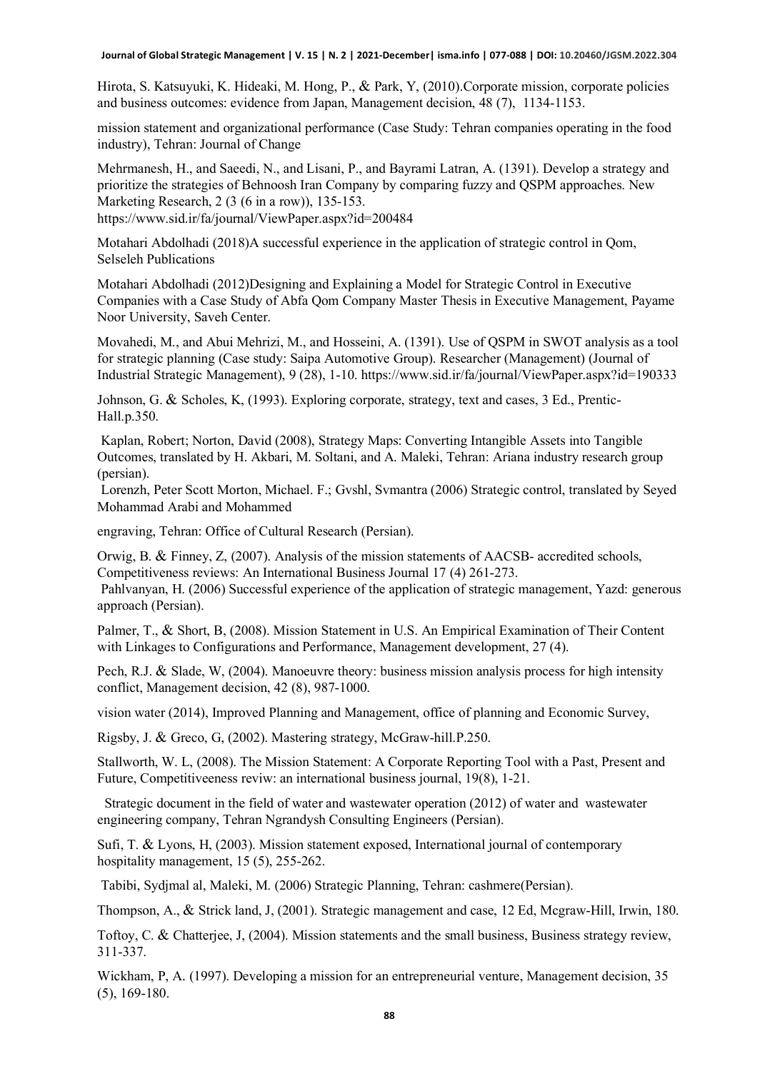Hirota, S. Katsuyuki, K. Hideaki, M. Hong, P., & Park, Y, (2010).Corporate mission, corporate policies and business outcomes: evidence from Japan, Management decision, 48 (7), 1134-1153.

mission statement and organizational performance (Case Study: Tehran companies operating in the food industry), Tehran: Journal of Change

Mehrmanesh, H., and Saeedi, N., and Lisani, P., and Bayrami Latran, A. (1391). Develop a strategy and prioritize the strategies of Behnoosh Iran Company by comparing fuzzy and QSPM approaches. New Marketing Research, 2 (3 (6 in a row)), 135-153.
https://www.sid.ir/fa/journal/ViewPaper.aspx?id=200484

Motahari Abdolhadi (2018)A successful experience in the application of strategic control in Qom, Selseleh Publications

Motahari Abdolhadi (2012)Designing and Explaining a Model for Strategic Control in Executive Companies with a Case Study of Abfa Qom Company Master Thesis in Executive Management, Payame Noor University, Saveh Center.

Movahedi, M., and Abui Mehrizi, M., and Hosseini, A. (1391). Use of QSPM in SWOT analysis as a tool for strategic planning (Case study: Saipa Automotive Group). Researcher (Management) (Journal of Industrial Strategic Management), 9 (28), 1-10. https://www.sid.ir/fa/journal/ViewPaper.aspx?id=190333

Johnson, G. & Scholes, K, (1993). Exploring corporate, strategy, text and cases, 3 Ed., Prentic-Hall.p.350.

Kaplan, Robert; Norton, David (2008), Strategy Maps: Converting Intangible Assets into Tangible Outcomes, translated by H. Akbari, M. Soltani, and A. Maleki, Tehran: Ariana industry research group (persian).

Lorenzh, Peter Scott Morton, Michael. F.; Gvshl, Svmantra (2006) Strategic control, translated by Seyed Mohammad Arabi and Mohammed

engraving, Tehran: Office of Cultural Research (Persian).

Orwig, B. & Finney, Z, (2007). Analysis of the mission statements of AACSB- accredited schools, Competitiveness reviews: An International Business Journal 17 (4) 261-273.

Pahlvanyan, H. (2006) Successful experience of the application of strategic management, Yazd: generous approach (Persian).

Palmer, T., & Short, B, (2008). Mission Statement in U.S. An Empirical Examination of Their Content with Linkages to Configurations and Performance, Management development, 27 (4).

Pech, R.J. & Slade, W, (2004). Manoeuvre theory: business mission analysis process for high intensity conflict, Management decision, 42 (8), 987-1000.

vision water (2014), Improved Planning and Management, office of planning and Economic Survey,

Rigsby, J. & Greco, G, (2002). Mastering strategy, McGraw-hill.P.250.

Stallworth, W. L, (2008). The Mission Statement: A Corporate Reporting Tool with a Past, Present and Future, Competitiveeness reviw: an international business journal, 19(8), 1-21.

Strategic document in the field of water and wastewater operation (2012) of water and wastewater engineering company, Tehran Ngrandysh Consulting Engineers (Persian).

Sufi, T. & Lyons, H, (2003). Mission statement exposed, International journal of contemporary hospitality management, 15 (5), 255-262.

Tabibi, Sydjmal al, Maleki, M. (2006) Strategic Planning, Tehran: cashmere(Persian).

Thompson, A., & Strick land, J, (2001). Strategic management and case, 12 Ed, Mcgraw-Hill, Irwin, 180.

Toftoy, C. & Chatterjee, J, (2004). Mission statements and the small business, Business strategy review, 311-337.

Wickham, P, A. (1997). Developing a mission for an entrepreneurial venture, Management decision, 35 (5), 169-180.